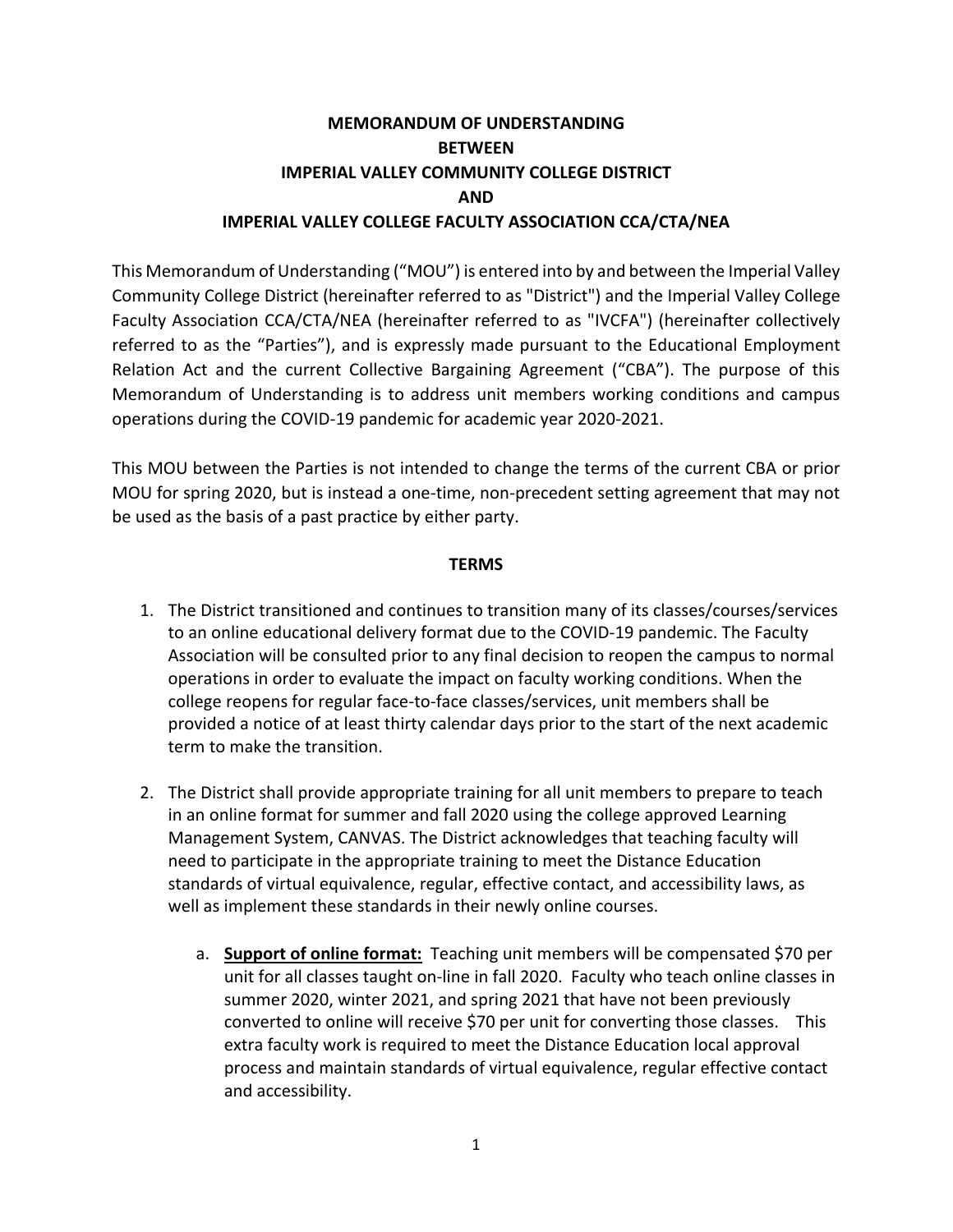# MEMORANDUM OF UNDERSTANDING
# BETWEEN
# IMPERIAL VALLEY COMMUNITY COLLEGE DISTRICT
# AND
# IMPERIAL VALLEY COLLEGE FACULTY ASSOCIATION CCA/CTA/NEA

This Memorandum of Understanding ("MOU") is entered into by and between the Imperial Valley Community College District (hereinafter referred to as "District") and the Imperial Valley College Faculty Association CCA/CTA/NEA (hereinafter referred to as "IVCFA") (hereinafter collectively referred to as the "Parties"), and is expressly made pursuant to the Educational Employment Relation Act and the current Collective Bargaining Agreement ("CBA"). The purpose of this Memorandum of Understanding is to address unit members working conditions and campus operations during the COVID-19 pandemic for academic year 2020-2021.

This MOU between the Parties is not intended to change the terms of the current CBA or prior MOU for spring 2020, but is instead a one-time, non-precedent setting agreement that may not be used as the basis of a past practice by either party.

## TERMS

1. The District transitioned and continues to transition many of its classes/courses/services to an online educational delivery format due to the COVID-19 pandemic. The Faculty Association will be consulted prior to any final decision to reopen the campus to normal operations in order to evaluate the impact on faculty working conditions. When the college reopens for regular face-to-face classes/services, unit members shall be provided a notice of at least thirty calendar days prior to the start of the next academic term to make the transition.

2. The District shall provide appropriate training for all unit members to prepare to teach in an online format for summer and fall 2020 using the college approved Learning Management System, CANVAS. The District acknowledges that teaching faculty will need to participate in the appropriate training to meet the Distance Education standards of virtual equivalence, regular, effective contact, and accessibility laws, as well as implement these standards in their newly online courses.

   a. **<u>Support of online format:</u>** Teaching unit members will be compensated $70 per unit for all classes taught on-line in fall 2020. Faculty who teach online classes in summer 2020, winter 2021, and spring 2021 that have not been previously converted to online will receive $70 per unit for converting those classes. This extra faculty work is required to meet the Distance Education local approval process and maintain standards of virtual equivalence, regular effective contact and accessibility.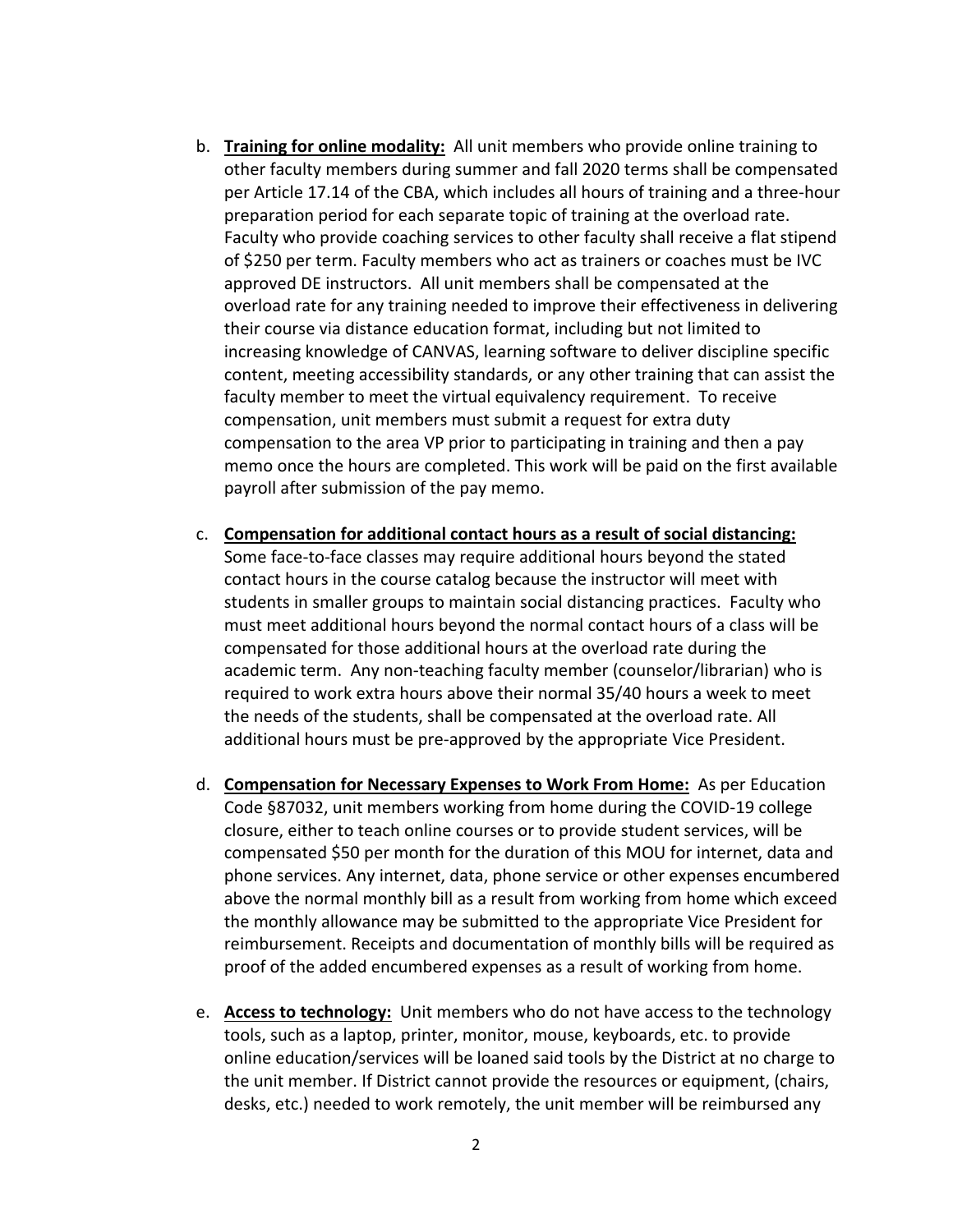b. **Training for online modality:** All unit members who provide online training to other faculty members during summer and fall 2020 terms shall be compensated per Article 17.14 of the CBA, which includes all hours of training and a three-hour preparation period for each separate topic of training at the overload rate. Faculty who provide coaching services to other faculty shall receive a flat stipend of $250 per term. Faculty members who act as trainers or coaches must be IVC approved DE instructors. All unit members shall be compensated at the overload rate for any training needed to improve their effectiveness in delivering their course via distance education format, including but not limited to increasing knowledge of CANVAS, learning software to deliver discipline specific content, meeting accessibility standards, or any other training that can assist the faculty member to meet the virtual equivalency requirement. To receive compensation, unit members must submit a request for extra duty compensation to the area VP prior to participating in training and then a pay memo once the hours are completed. This work will be paid on the first available payroll after submission of the pay memo.

c. **Compensation for additional contact hours as a result of social distancing:** Some face-to-face classes may require additional hours beyond the stated contact hours in the course catalog because the instructor will meet with students in smaller groups to maintain social distancing practices. Faculty who must meet additional hours beyond the normal contact hours of a class will be compensated for those additional hours at the overload rate during the academic term. Any non-teaching faculty member (counselor/librarian) who is required to work extra hours above their normal 35/40 hours a week to meet the needs of the students, shall be compensated at the overload rate. All additional hours must be pre-approved by the appropriate Vice President.

d. **Compensation for Necessary Expenses to Work From Home:** As per Education Code §87032, unit members working from home during the COVID-19 college closure, either to teach online courses or to provide student services, will be compensated $50 per month for the duration of this MOU for internet, data and phone services. Any internet, data, phone service or other expenses encumbered above the normal monthly bill as a result from working from home which exceed the monthly allowance may be submitted to the appropriate Vice President for reimbursement. Receipts and documentation of monthly bills will be required as proof of the added encumbered expenses as a result of working from home.

e. **Access to technology:** Unit members who do not have access to the technology tools, such as a laptop, printer, monitor, mouse, keyboards, etc. to provide online education/services will be loaned said tools by the District at no charge to the unit member. If District cannot provide the resources or equipment, (chairs, desks, etc.) needed to work remotely, the unit member will be reimbursed any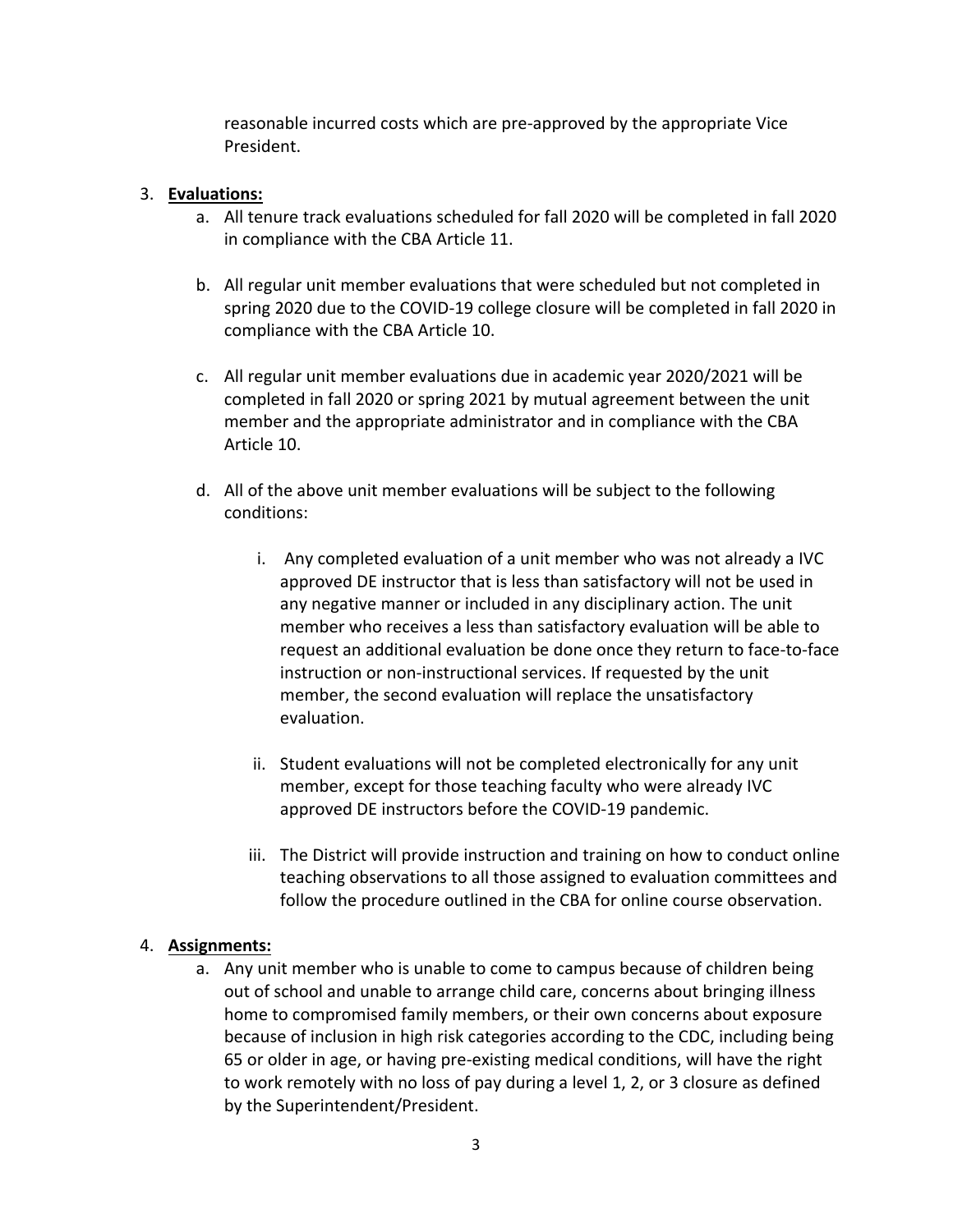reasonable incurred costs which are pre-approved by the appropriate Vice President.

3. **Evaluations:**
    a. All tenure track evaluations scheduled for fall 2020 will be completed in fall 2020 in compliance with the CBA Article 11.

    b. All regular unit member evaluations that were scheduled but not completed in spring 2020 due to the COVID-19 college closure will be completed in fall 2020 in compliance with the CBA Article 10.

    c. All regular unit member evaluations due in academic year 2020/2021 will be completed in fall 2020 or spring 2021 by mutual agreement between the unit member and the appropriate administrator and in compliance with the CBA Article 10.

    d. All of the above unit member evaluations will be subject to the following conditions:

        i. Any completed evaluation of a unit member who was not already a IVC approved DE instructor that is less than satisfactory will not be used in any negative manner or included in any disciplinary action. The unit member who receives a less than satisfactory evaluation will be able to request an additional evaluation be done once they return to face-to-face instruction or non-instructional services. If requested by the unit member, the second evaluation will replace the unsatisfactory evaluation.

        ii. Student evaluations will not be completed electronically for any unit member, except for those teaching faculty who were already IVC approved DE instructors before the COVID-19 pandemic.

        iii. The District will provide instruction and training on how to conduct online teaching observations to all those assigned to evaluation committees and follow the procedure outlined in the CBA for online course observation.

4. **Assignments:**
    a. Any unit member who is unable to come to campus because of children being out of school and unable to arrange child care, concerns about bringing illness home to compromised family members, or their own concerns about exposure because of inclusion in high risk categories according to the CDC, including being 65 or older in age, or having pre-existing medical conditions, will have the right to work remotely with no loss of pay during a level 1, 2, or 3 closure as defined by the Superintendent/President.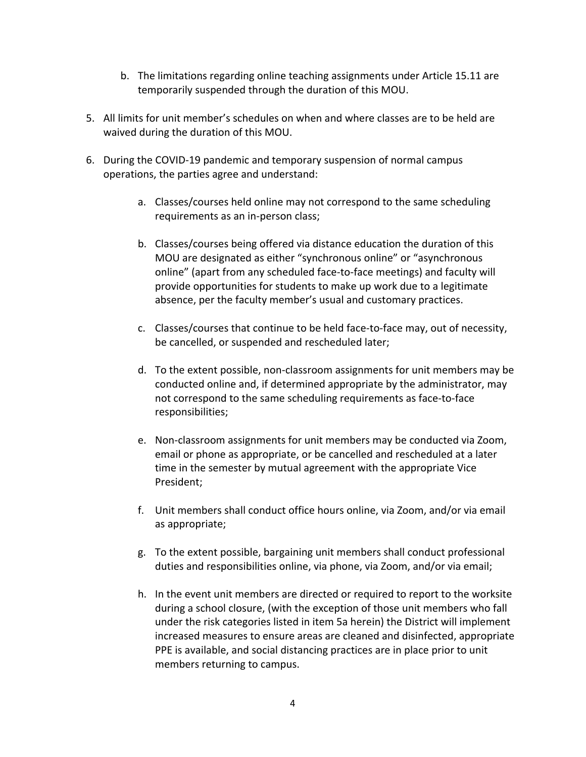b. The limitations regarding online teaching assignments under Article 15.11 are temporarily suspended through the duration of this MOU.

5. All limits for unit member's schedules on when and where classes are to be held are waived during the duration of this MOU.

6. During the COVID-19 pandemic and temporary suspension of normal campus operations, the parties agree and understand:

   a. Classes/courses held online may not correspond to the same scheduling requirements as an in-person class;

   b. Classes/courses being offered via distance education the duration of this MOU are designated as either "synchronous online" or "asynchronous online" (apart from any scheduled face-to-face meetings) and faculty will provide opportunities for students to make up work due to a legitimate absence, per the faculty member's usual and customary practices.

   c. Classes/courses that continue to be held face-to-face may, out of necessity, be cancelled, or suspended and rescheduled later;

   d. To the extent possible, non-classroom assignments for unit members may be conducted online and, if determined appropriate by the administrator, may not correspond to the same scheduling requirements as face-to-face responsibilities;

   e. Non-classroom assignments for unit members may be conducted via Zoom, email or phone as appropriate, or be cancelled and rescheduled at a later time in the semester by mutual agreement with the appropriate Vice President;

   f. Unit members shall conduct office hours online, via Zoom, and/or via email as appropriate;

   g. To the extent possible, bargaining unit members shall conduct professional duties and responsibilities online, via phone, via Zoom, and/or via email;

   h. In the event unit members are directed or required to report to the worksite during a school closure, (with the exception of those unit members who fall under the risk categories listed in item 5a herein) the District will implement increased measures to ensure areas are cleaned and disinfected, appropriate PPE is available, and social distancing practices are in place prior to unit members returning to campus.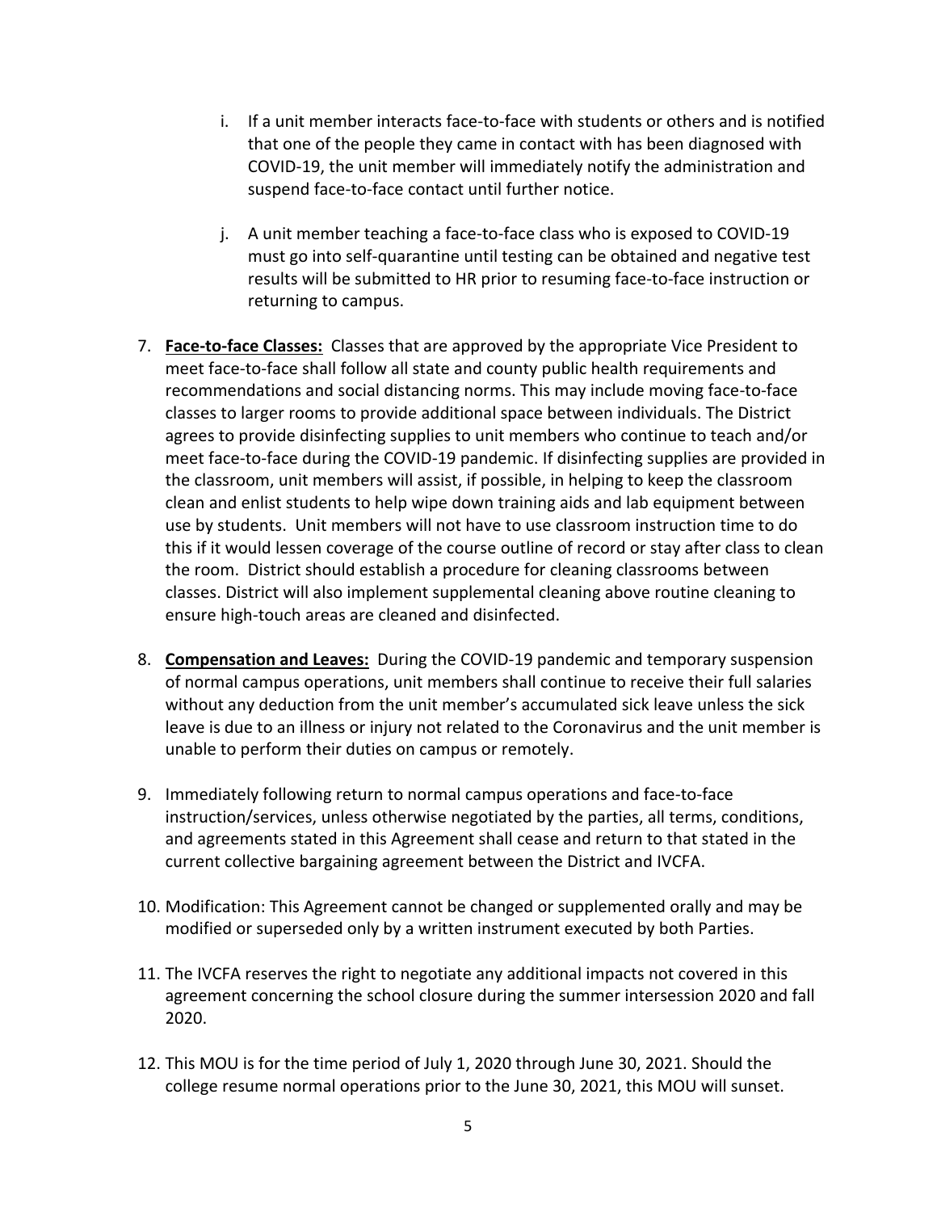i. If a unit member interacts face-to-face with students or others and is notified that one of the people they came in contact with has been diagnosed with COVID-19, the unit member will immediately notify the administration and suspend face-to-face contact until further notice.

j. A unit member teaching a face-to-face class who is exposed to COVID-19 must go into self-quarantine until testing can be obtained and negative test results will be submitted to HR prior to resuming face-to-face instruction or returning to campus.

7. **Face-to-face Classes:** Classes that are approved by the appropriate Vice President to meet face-to-face shall follow all state and county public health requirements and recommendations and social distancing norms. This may include moving face-to-face classes to larger rooms to provide additional space between individuals. The District agrees to provide disinfecting supplies to unit members who continue to teach and/or meet face-to-face during the COVID-19 pandemic. If disinfecting supplies are provided in the classroom, unit members will assist, if possible, in helping to keep the classroom clean and enlist students to help wipe down training aids and lab equipment between use by students. Unit members will not have to use classroom instruction time to do this if it would lessen coverage of the course outline of record or stay after class to clean the room. District should establish a procedure for cleaning classrooms between classes. District will also implement supplemental cleaning above routine cleaning to ensure high-touch areas are cleaned and disinfected.

8. **Compensation and Leaves:** During the COVID-19 pandemic and temporary suspension of normal campus operations, unit members shall continue to receive their full salaries without any deduction from the unit member's accumulated sick leave unless the sick leave is due to an illness or injury not related to the Coronavirus and the unit member is unable to perform their duties on campus or remotely.

9. Immediately following return to normal campus operations and face-to-face instruction/services, unless otherwise negotiated by the parties, all terms, conditions, and agreements stated in this Agreement shall cease and return to that stated in the current collective bargaining agreement between the District and IVCFA.

10. Modification: This Agreement cannot be changed or supplemented orally and may be modified or superseded only by a written instrument executed by both Parties.

11. The IVCFA reserves the right to negotiate any additional impacts not covered in this agreement concerning the school closure during the summer intersession 2020 and fall 2020.

12. This MOU is for the time period of July 1, 2020 through June 30, 2021. Should the college resume normal operations prior to the June 30, 2021, this MOU will sunset.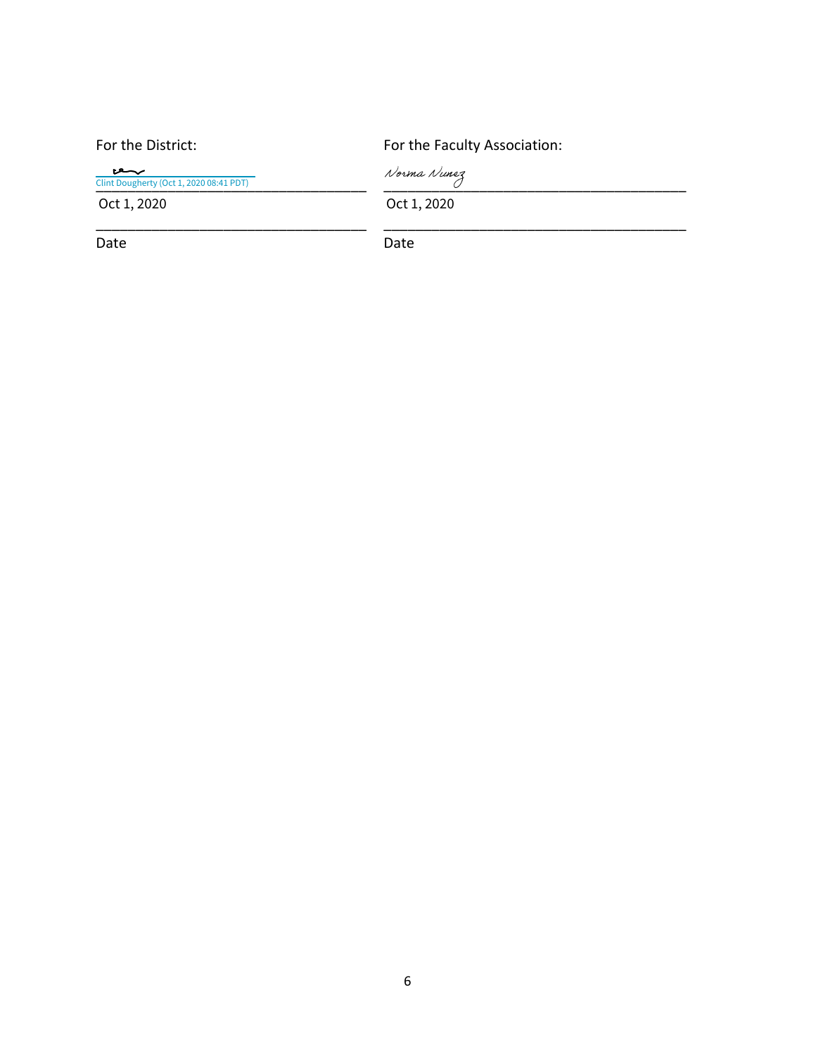For the District:

Clint Dougherty (Oct 1, 2020 08:41 PDT)

Oct 1, 2020

Date

For the Faculty Association:

Norma Nunez

Oct 1, 2020

Date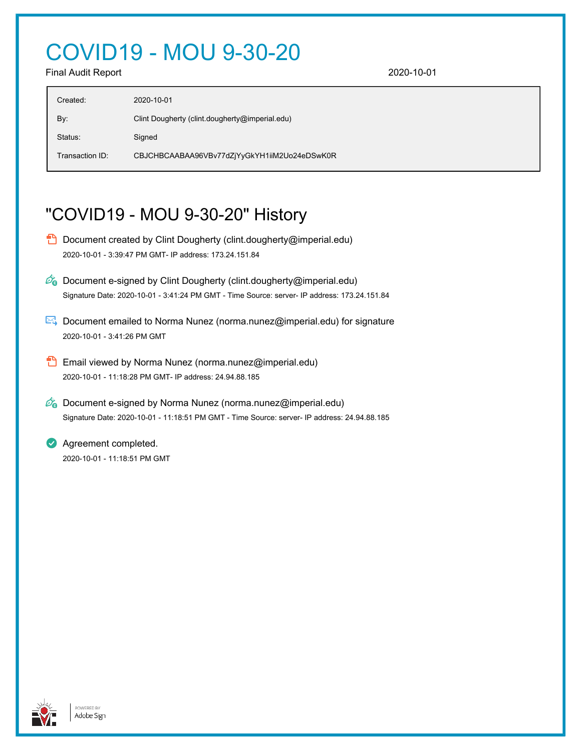# COVID19 - MOU 9-30-20

Final Audit Report 2020-10-01

| | |
|---|---|
| Created: | 2020-10-01 |
| By: | Clint Dougherty (clint.dougherty@imperial.edu) |
| Status: | Signed |
| Transaction ID: | CBJCHBCAABAA96VBv77dZjYyGkYH1iiM2Uo24eDSwK0R |

## "COVID19 - MOU 9-30-20" History

- Document created by Clint Dougherty (clint.dougherty@imperial.edu)
  2020-10-01 - 3:39:47 PM GMT- IP address: 173.24.151.84

- Document e-signed by Clint Dougherty (clint.dougherty@imperial.edu)
  Signature Date: 2020-10-01 - 3:41:24 PM GMT - Time Source: server- IP address: 173.24.151.84

- Document emailed to Norma Nunez (norma.nunez@imperial.edu) for signature
  2020-10-01 - 3:41:26 PM GMT

- Email viewed by Norma Nunez (norma.nunez@imperial.edu)
  2020-10-01 - 11:18:28 PM GMT- IP address: 24.94.88.185

- Document e-signed by Norma Nunez (norma.nunez@imperial.edu)
  Signature Date: 2020-10-01 - 11:18:51 PM GMT - Time Source: server- IP address: 24.94.88.185

- Agreement completed.
  2020-10-01 - 11:18:51 PM GMT

POWERED BY Adobe Sign